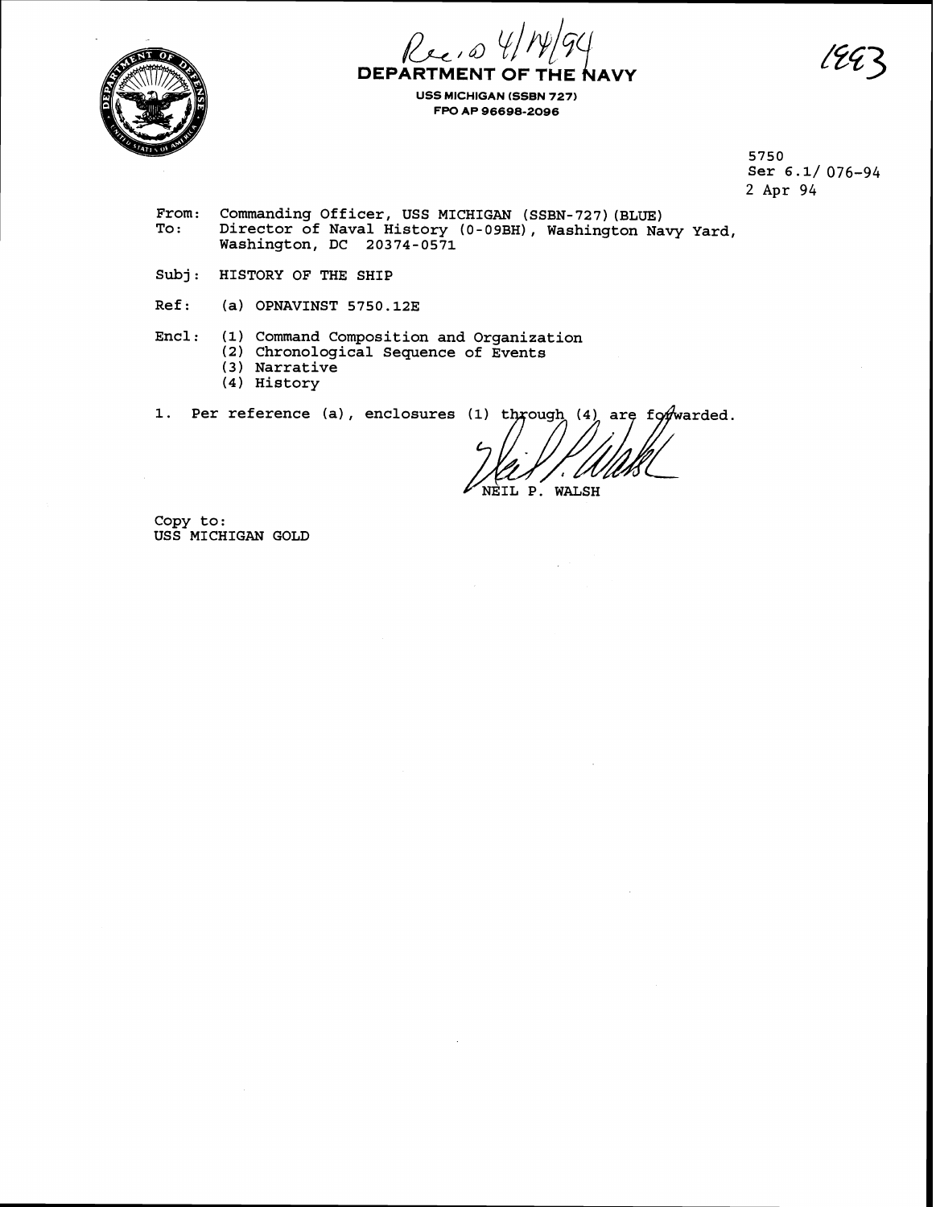Rec'd 4/14/94

1993

# DEPARTMENT OF THE NAVY

**USS MICHIGAN (SSBN 727)**
**FPO AP 96698-2096**

5750
Ser 6.1/ 076-94
2 Apr 94

From: Commanding Officer, USS MICHIGAN (SSBN-727)(BLUE)
To: Director of Naval History (0-09BH), Washington Navy Yard, Washington, DC 20374-0571

Subj: HISTORY OF THE SHIP

Ref: (a) OPNAVINST 5750.12E

Encl: (1) Command Composition and Organization
(2) Chronological Sequence of Events
(3) Narrative
(4) History

1. Per reference (a), enclosures (1) through (4) are forwarded.

NEIL P. WALSH

Copy to:
USS MICHIGAN GOLD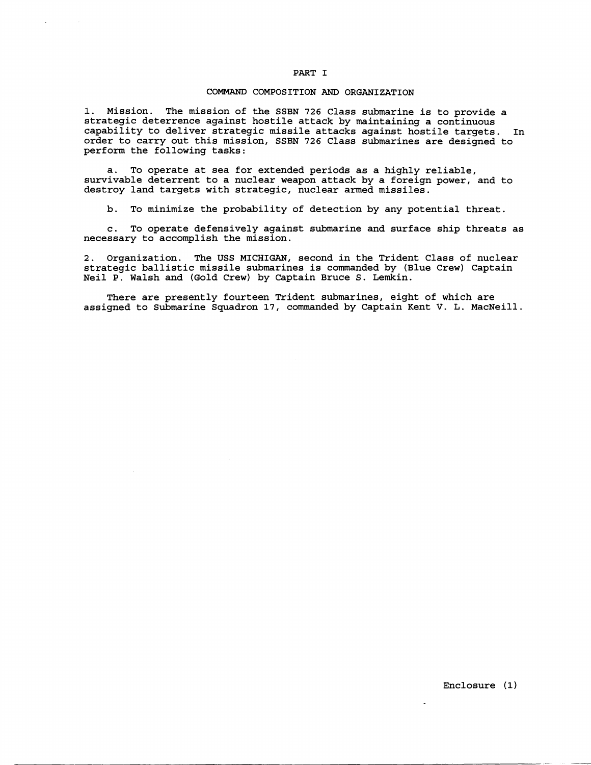# PART I

## COMMAND COMPOSITION AND ORGANIZATION

1. Mission. The mission of the SSBN 726 Class submarine is to provide a strategic deterrence against hostile attack by maintaining a continuous capability to deliver strategic missile attacks against hostile targets. In order to carry out this mission, SSBN 726 Class submarines are designed to perform the following tasks:

   a. To operate at sea for extended periods as a highly reliable, survivable deterrent to a nuclear weapon attack by a foreign power, and to destroy land targets with strategic, nuclear armed missiles.

   b. To minimize the probability of detection by any potential threat.

   c. To operate defensively against submarine and surface ship threats as necessary to accomplish the mission.

2. Organization. The USS MICHIGAN, second in the Trident Class of nuclear strategic ballistic missile submarines is commanded by (Blue Crew) Captain Neil P. Walsh and (Gold Crew) by Captain Bruce S. Lemkin.

   There are presently fourteen Trident submarines, eight of which are assigned to Submarine Squadron 17, commanded by Captain Kent V. L. MacNeill.

Enclosure (1)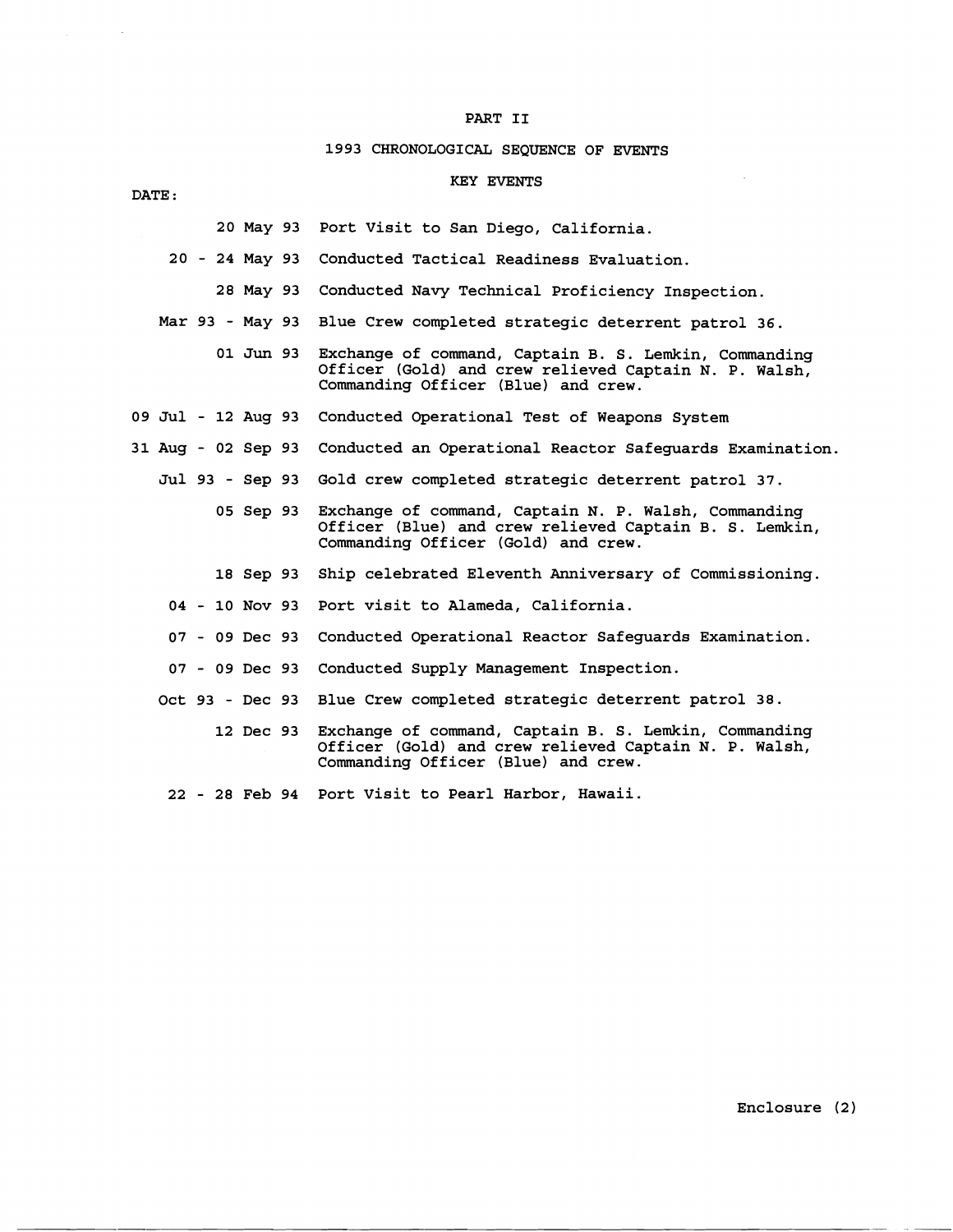# PART II

## 1993 CHRONOLOGICAL SEQUENCE OF EVENTS

### KEY EVENTS

| DATE: | |
|---|---|
| 20 May 93 | Port Visit to San Diego, California. |
| 20 - 24 May 93 | Conducted Tactical Readiness Evaluation. |
| 28 May 93 | Conducted Navy Technical Proficiency Inspection. |
| Mar 93 - May 93 | Blue Crew completed strategic deterrent patrol 36. |
| 01 Jun 93 | Exchange of command, Captain B. S. Lemkin, Commanding Officer (Gold) and crew relieved Captain N. P. Walsh, Commanding Officer (Blue) and crew. |
| 09 Jul - 12 Aug 93 | Conducted Operational Test of Weapons System |
| 31 Aug - 02 Sep 93 | Conducted an Operational Reactor Safeguards Examination. |
| Jul 93 - Sep 93 | Gold crew completed strategic deterrent patrol 37. |
| 05 Sep 93 | Exchange of command, Captain N. P. Walsh, Commanding Officer (Blue) and crew relieved Captain B. S. Lemkin, Commanding Officer (Gold) and crew. |
| 18 Sep 93 | Ship celebrated Eleventh Anniversary of Commissioning. |
| 04 - 10 Nov 93 | Port visit to Alameda, California. |
| 07 - 09 Dec 93 | Conducted Operational Reactor Safeguards Examination. |
| 07 - 09 Dec 93 | Conducted Supply Management Inspection. |
| Oct 93 - Dec 93 | Blue Crew completed strategic deterrent patrol 38. |
| 12 Dec 93 | Exchange of command, Captain B. S. Lemkin, Commanding Officer (Gold) and crew relieved Captain N. P. Walsh, Commanding Officer (Blue) and crew. |
| 22 - 28 Feb 94 | Port Visit to Pearl Harbor, Hawaii. |

Enclosure (2)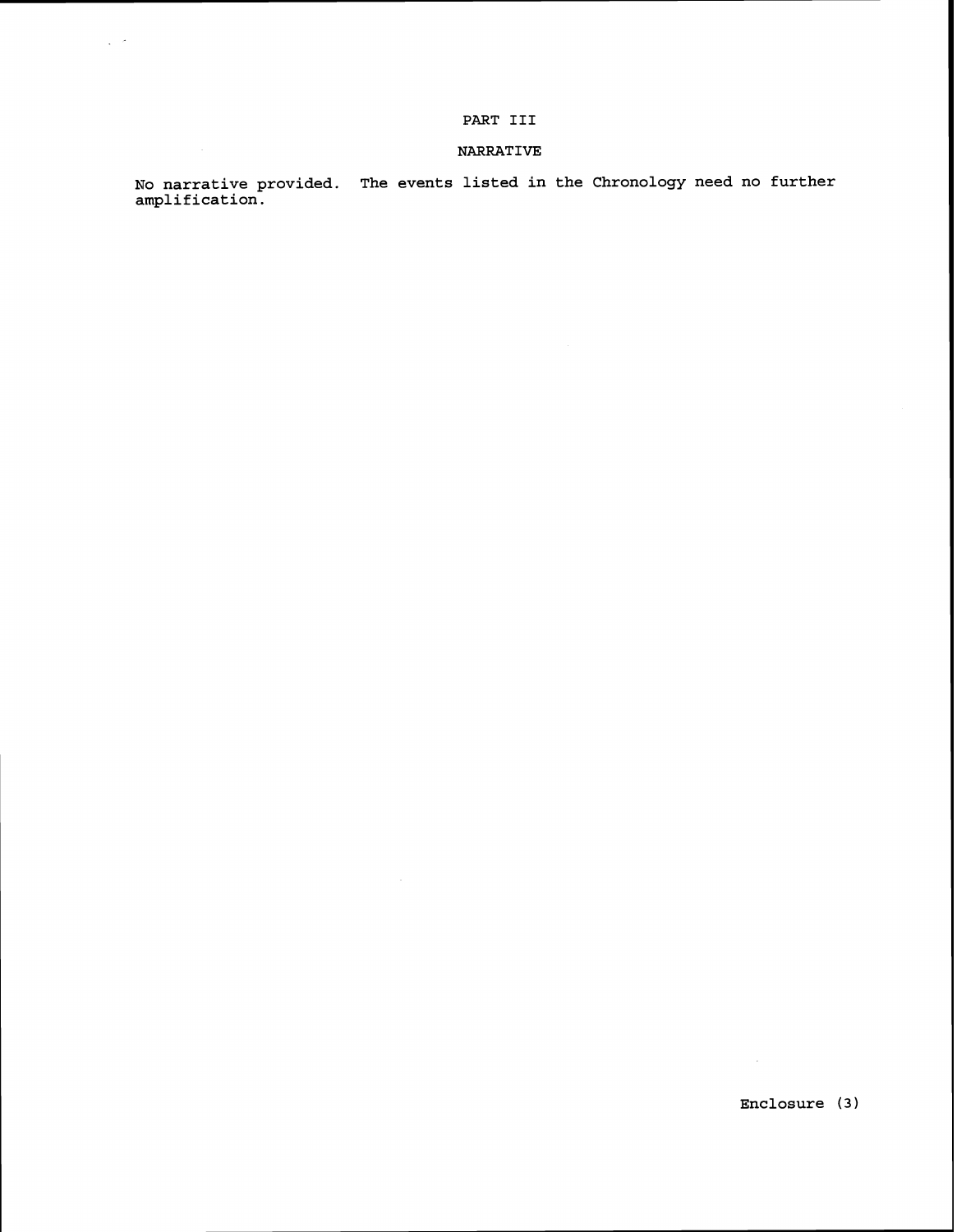# PART III

## NARRATIVE

No narrative provided. The events listed in the Chronology need no further amplification.

Enclosure (3)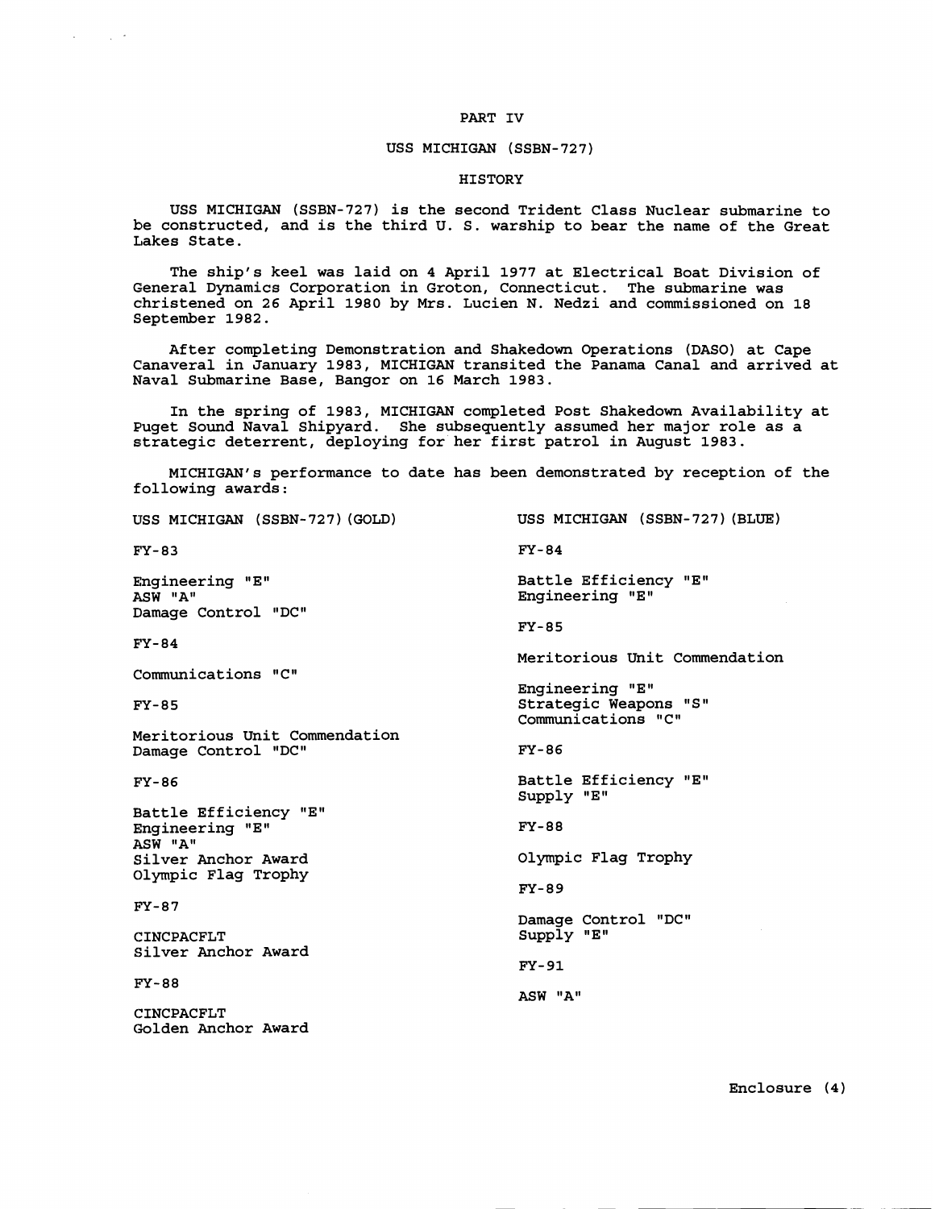# PART IV

## USS MICHIGAN (SSBN-727)

### HISTORY

USS MICHIGAN (SSBN-727) is the second Trident Class Nuclear submarine to be constructed, and is the third U. S. warship to bear the name of the Great Lakes State.

The ship's keel was laid on 4 April 1977 at Electrical Boat Division of General Dynamics Corporation in Groton, Connecticut. The submarine was christened on 26 April 1980 by Mrs. Lucien N. Nedzi and commissioned on 18 September 1982.

After completing Demonstration and Shakedown Operations (DASO) at Cape Canaveral in January 1983, MICHIGAN transited the Panama Canal and arrived at Naval Submarine Base, Bangor on 16 March 1983.

In the spring of 1983, MICHIGAN completed Post Shakedown Availability at Puget Sound Naval Shipyard. She subsequently assumed her major role as a strategic deterrent, deploying for her first patrol in August 1983.

MICHIGAN's performance to date has been demonstrated by reception of the following awards:

USS MICHIGAN (SSBN-727)(GOLD)

FY-83

Engineering "E"
ASW "A"
Damage Control "DC"

FY-84

Communications "C"

FY-85

Meritorious Unit Commendation
Damage Control "DC"

FY-86

Battle Efficiency "E"
Engineering "E"
ASW "A"
Silver Anchor Award
Olympic Flag Trophy

FY-87

CINCPACFLT
Silver Anchor Award

FY-88

CINCPACFLT
Golden Anchor Award

USS MICHIGAN (SSBN-727)(BLUE)

FY-84

Battle Efficiency "E"
Engineering "E"

FY-85

Meritorious Unit Commendation

Engineering "E"
Strategic Weapons "S"
Communications "C"

FY-86

Battle Efficiency "E"
Supply "E"

FY-88

Olympic Flag Trophy

FY-89

Damage Control "DC"
Supply "E"

FY-91

ASW "A"

Enclosure (4)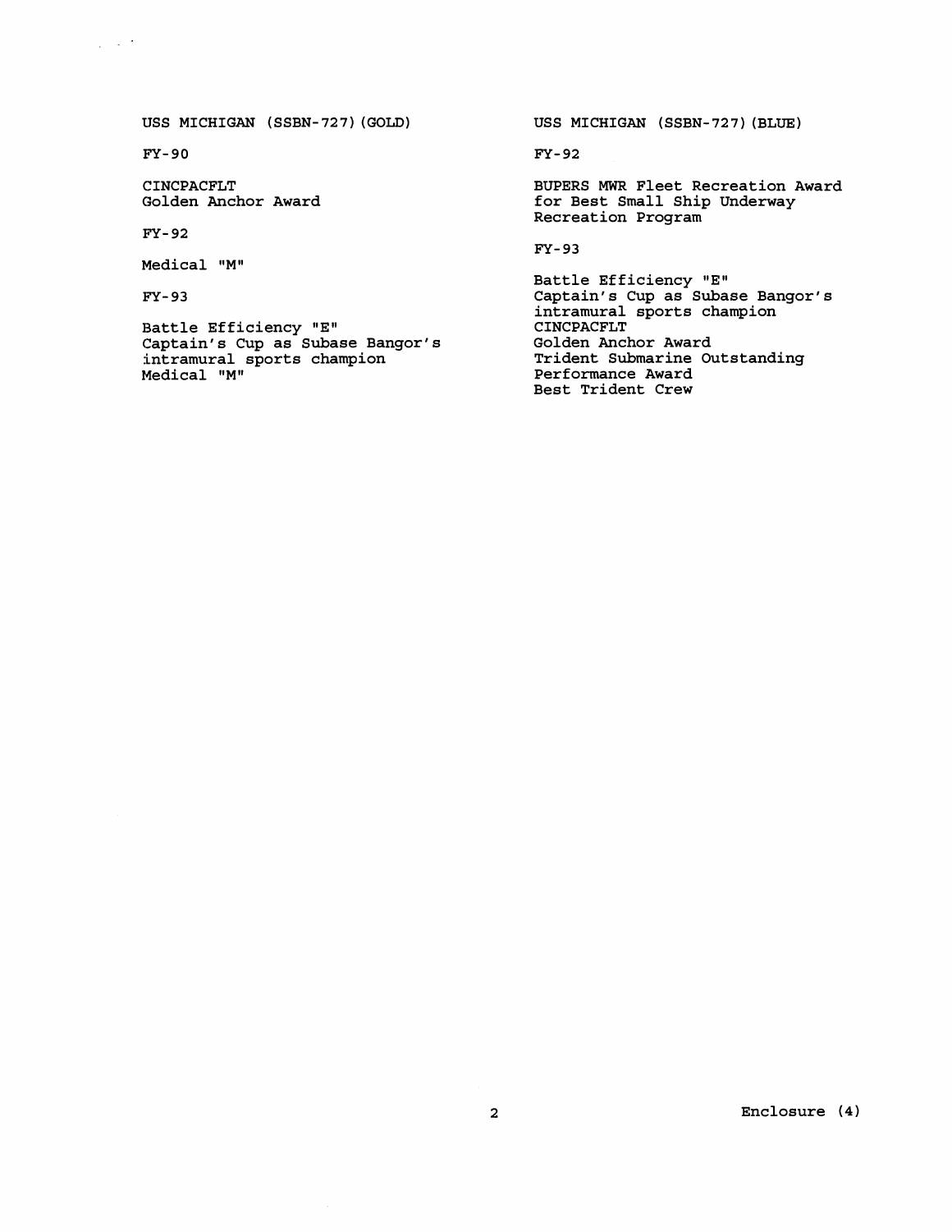USS MICHIGAN (SSBN-727)(GOLD)

FY-90

CINCPACFLT
Golden Anchor Award

FY-92

Medical "M"

FY-93

Battle Efficiency "E"
Captain's Cup as Subase Bangor's intramural sports champion
Medical "M"

USS MICHIGAN (SSBN-727)(BLUE)

FY-92

BUPERS MWR Fleet Recreation Award for Best Small Ship Underway Recreation Program

FY-93

Battle Efficiency "E"
Captain's Cup as Subase Bangor's intramural sports champion
CINCPACFLT
Golden Anchor Award
Trident Submarine Outstanding Performance Award
Best Trident Crew

Enclosure (4)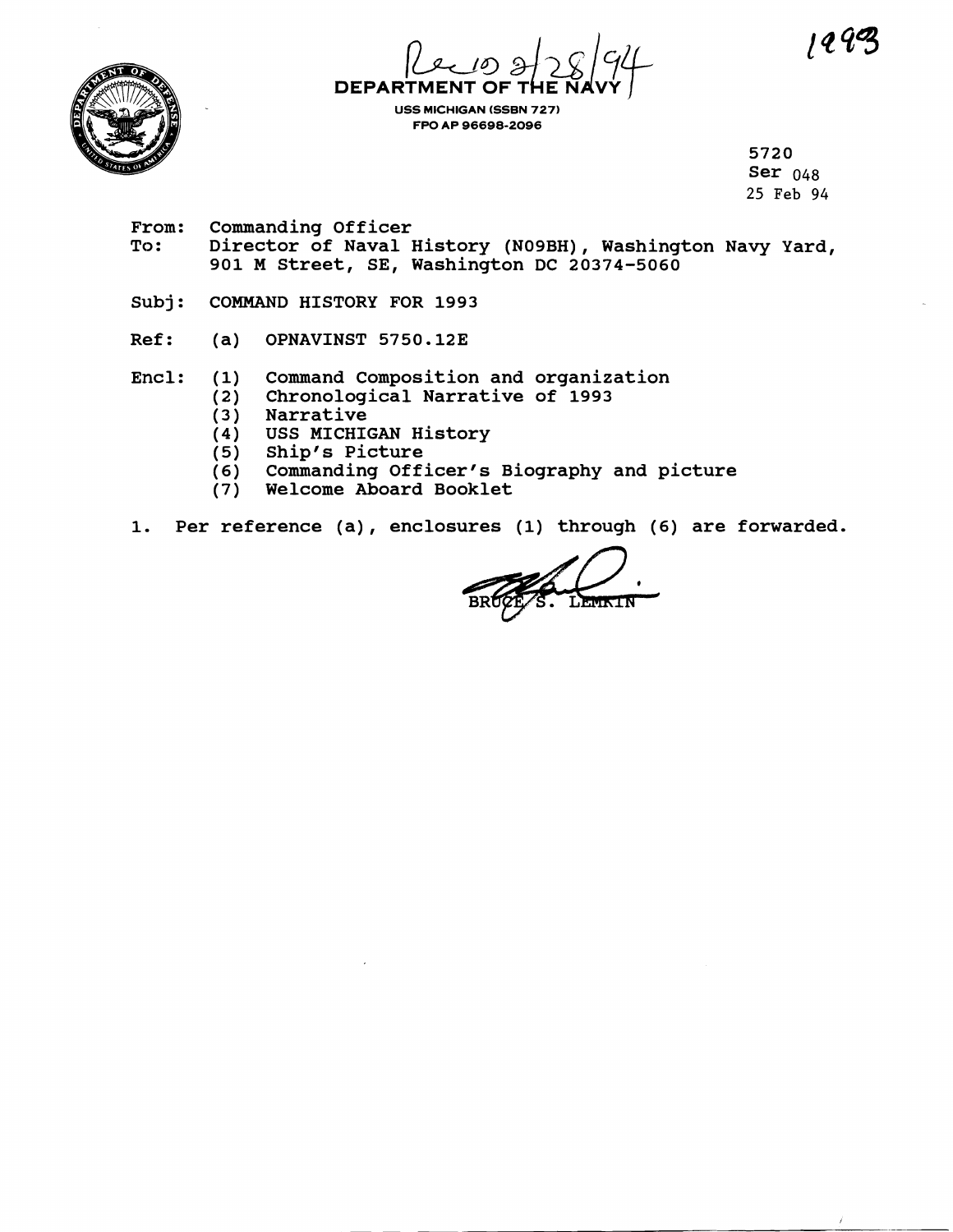Rec'd 3/28/94

1993

# DEPARTMENT OF THE NAVY

**USS MICHIGAN (SSBN 727)**
**FPO AP 96698-2096**

5720
Ser 048
25 Feb 94

From: Commanding Officer
To: Director of Naval History (N09BH), Washington Navy Yard, 901 M Street, SE, Washington DC 20374-5060

Subj: COMMAND HISTORY FOR 1993

Ref: (a) OPNAVINST 5750.12E

Encl: (1) Command Composition and organization
(2) Chronological Narrative of 1993
(3) Narrative
(4) USS MICHIGAN History
(5) Ship's Picture
(6) Commanding Officer's Biography and picture
(7) Welcome Aboard Booklet

1. Per reference (a), enclosures (1) through (6) are forwarded.

BRUCE S. LEMKIN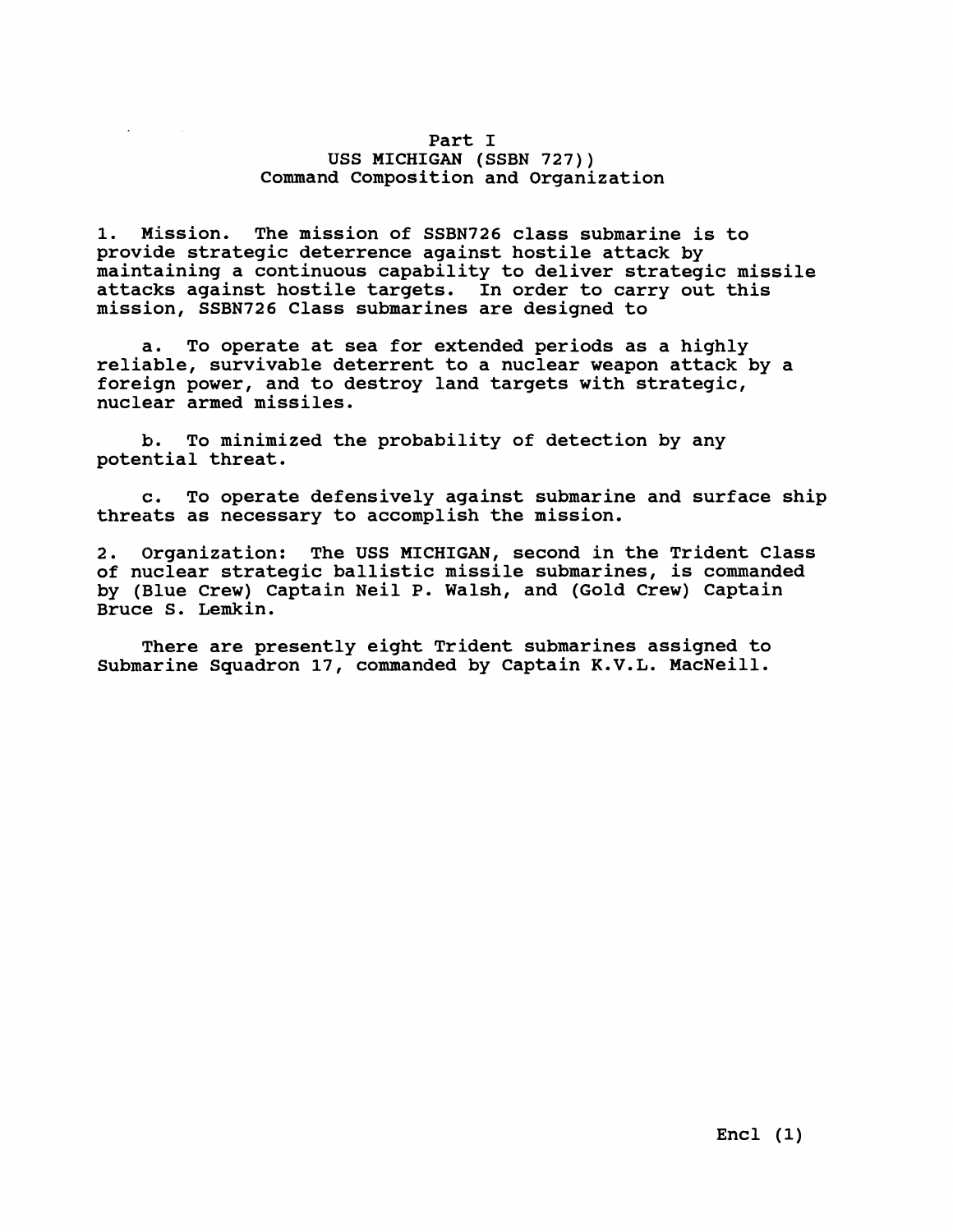# Part I
## USS MICHIGAN (SSBN 727))
## Command Composition and Organization

1. Mission. The mission of SSBN726 class submarine is to provide strategic deterrence against hostile attack by maintaining a continuous capability to deliver strategic missile attacks against hostile targets. In order to carry out this mission, SSBN726 Class submarines are designed to

   a. To operate at sea for extended periods as a highly reliable, survivable deterrent to a nuclear weapon attack by a foreign power, and to destroy land targets with strategic, nuclear armed missiles.

   b. To minimized the probability of detection by any potential threat.

   c. To operate defensively against submarine and surface ship threats as necessary to accomplish the mission.

2. Organization: The USS MICHIGAN, second in the Trident Class of nuclear strategic ballistic missile submarines, is commanded by (Blue Crew) Captain Neil P. Walsh, and (Gold Crew) Captain Bruce S. Lemkin.

   There are presently eight Trident submarines assigned to Submarine Squadron 17, commanded by Captain K.V.L. MacNeill.

Encl (1)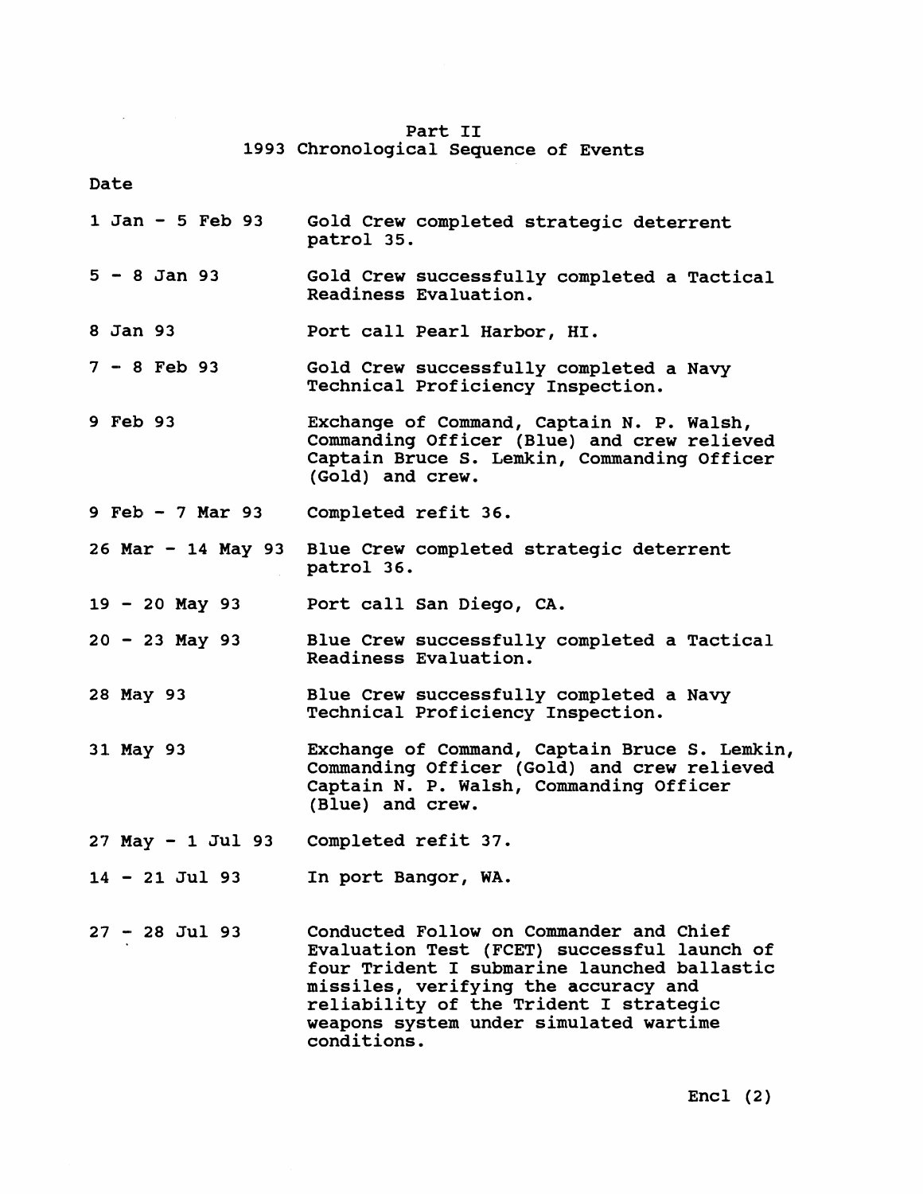# Part II
## 1993 Chronological Sequence of Events

| Date | |
|---|---|
| 1 Jan - 5 Feb 93 | Gold Crew completed strategic deterrent patrol 35. |
| 5 - 8 Jan 93 | Gold Crew successfully completed a Tactical Readiness Evaluation. |
| 8 Jan 93 | Port call Pearl Harbor, HI. |
| 7 - 8 Feb 93 | Gold Crew successfully completed a Navy Technical Proficiency Inspection. |
| 9 Feb 93 | Exchange of Command, Captain N. P. Walsh, Commanding Officer (Blue) and crew relieved Captain Bruce S. Lemkin, Commanding Officer (Gold) and crew. |
| 9 Feb - 7 Mar 93 | Completed refit 36. |
| 26 Mar - 14 May 93 | Blue Crew completed strategic deterrent patrol 36. |
| 19 - 20 May 93 | Port call San Diego, CA. |
| 20 - 23 May 93 | Blue Crew successfully completed a Tactical Readiness Evaluation. |
| 28 May 93 | Blue Crew successfully completed a Navy Technical Proficiency Inspection. |
| 31 May 93 | Exchange of Command, Captain Bruce S. Lemkin, Commanding Officer (Gold) and crew relieved Captain N. P. Walsh, Commanding Officer (Blue) and crew. |
| 27 May - 1 Jul 93 | Completed refit 37. |
| 14 - 21 Jul 93 | In port Bangor, WA. |
| 27 - 28 Jul 93 | Conducted Follow on Commander and Chief Evaluation Test (FCET) successful launch of four Trident I submarine launched ballastic missiles, verifying the accuracy and reliability of the Trident I strategic weapons system under simulated wartime conditions. |

Encl (2)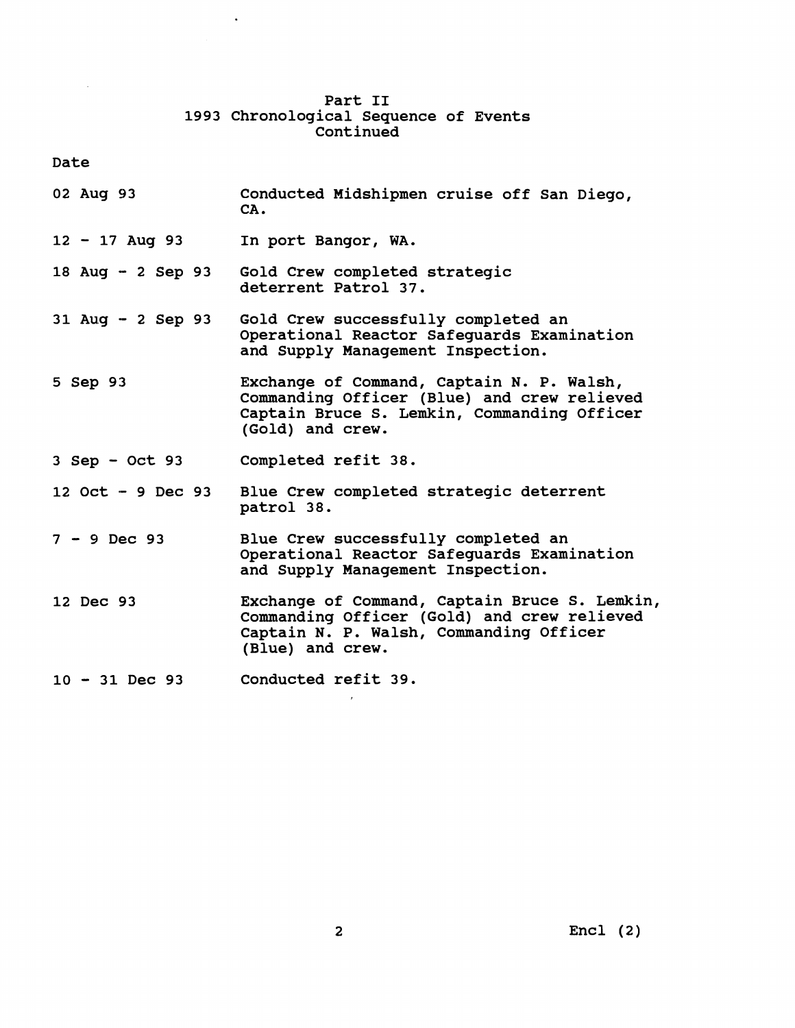# Part II
## 1993 Chronological Sequence of Events
### Continued

| Date | |
|---|---|
| 02 Aug 93 | Conducted Midshipmen cruise off San Diego, CA. |
| 12 - 17 Aug 93 | In port Bangor, WA. |
| 18 Aug - 2 Sep 93 | Gold Crew completed strategic deterrent Patrol 37. |
| 31 Aug - 2 Sep 93 | Gold Crew successfully completed an Operational Reactor Safeguards Examination and Supply Management Inspection. |
| 5 Sep 93 | Exchange of Command, Captain N. P. Walsh, Commanding Officer (Blue) and crew relieved Captain Bruce S. Lemkin, Commanding Officer (Gold) and crew. |
| 3 Sep - Oct 93 | Completed refit 38. |
| 12 Oct - 9 Dec 93 | Blue Crew completed strategic deterrent patrol 38. |
| 7 - 9 Dec 93 | Blue Crew successfully completed an Operational Reactor Safeguards Examination and Supply Management Inspection. |
| 12 Dec 93 | Exchange of Command, Captain Bruce S. Lemkin, Commanding Officer (Gold) and crew relieved Captain N. P. Walsh, Commanding Officer (Blue) and crew. |
| 10 - 31 Dec 93 | Conducted refit 39. |

Encl (2)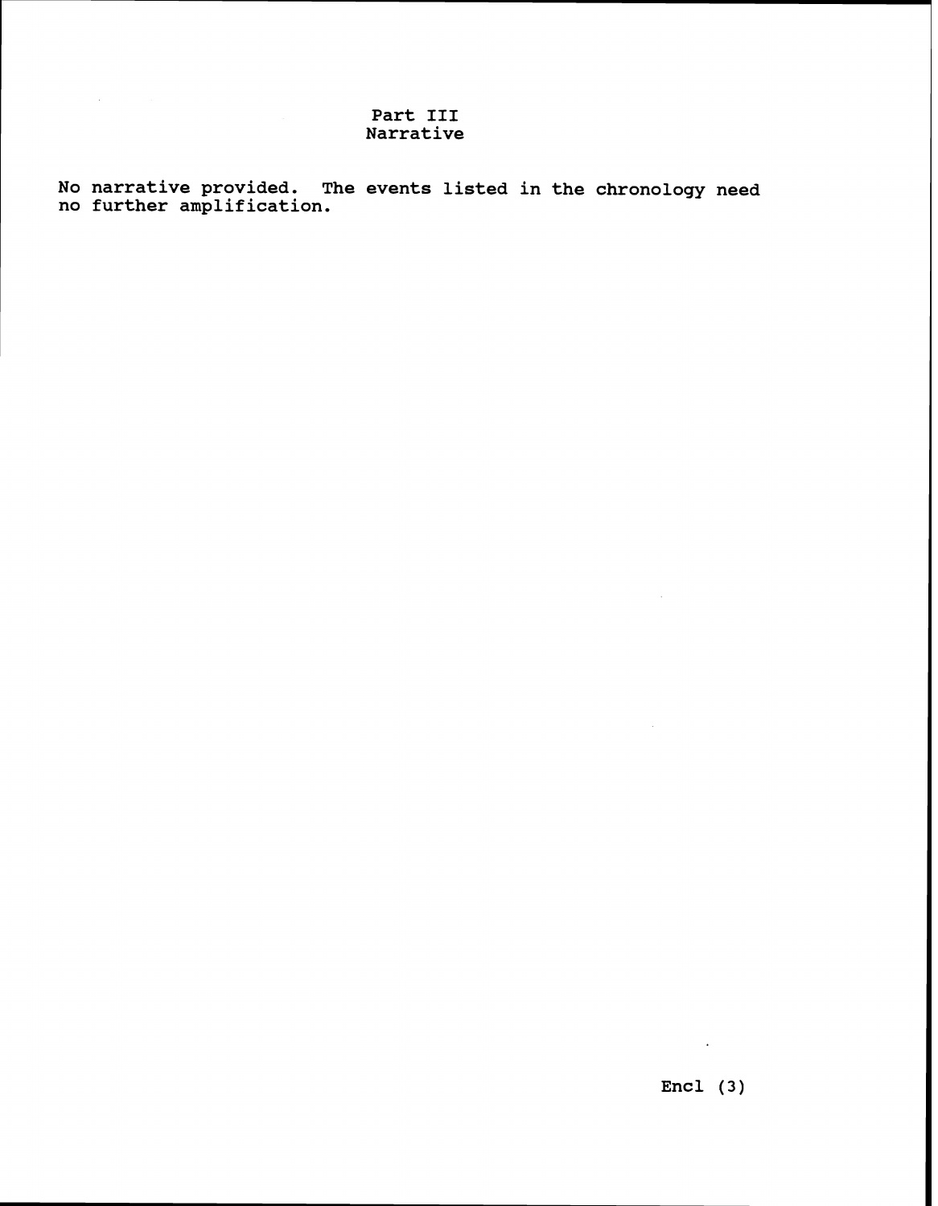# Part III
## Narrative

No narrative provided. The events listed in the chronology need no further amplification.

Encl (3)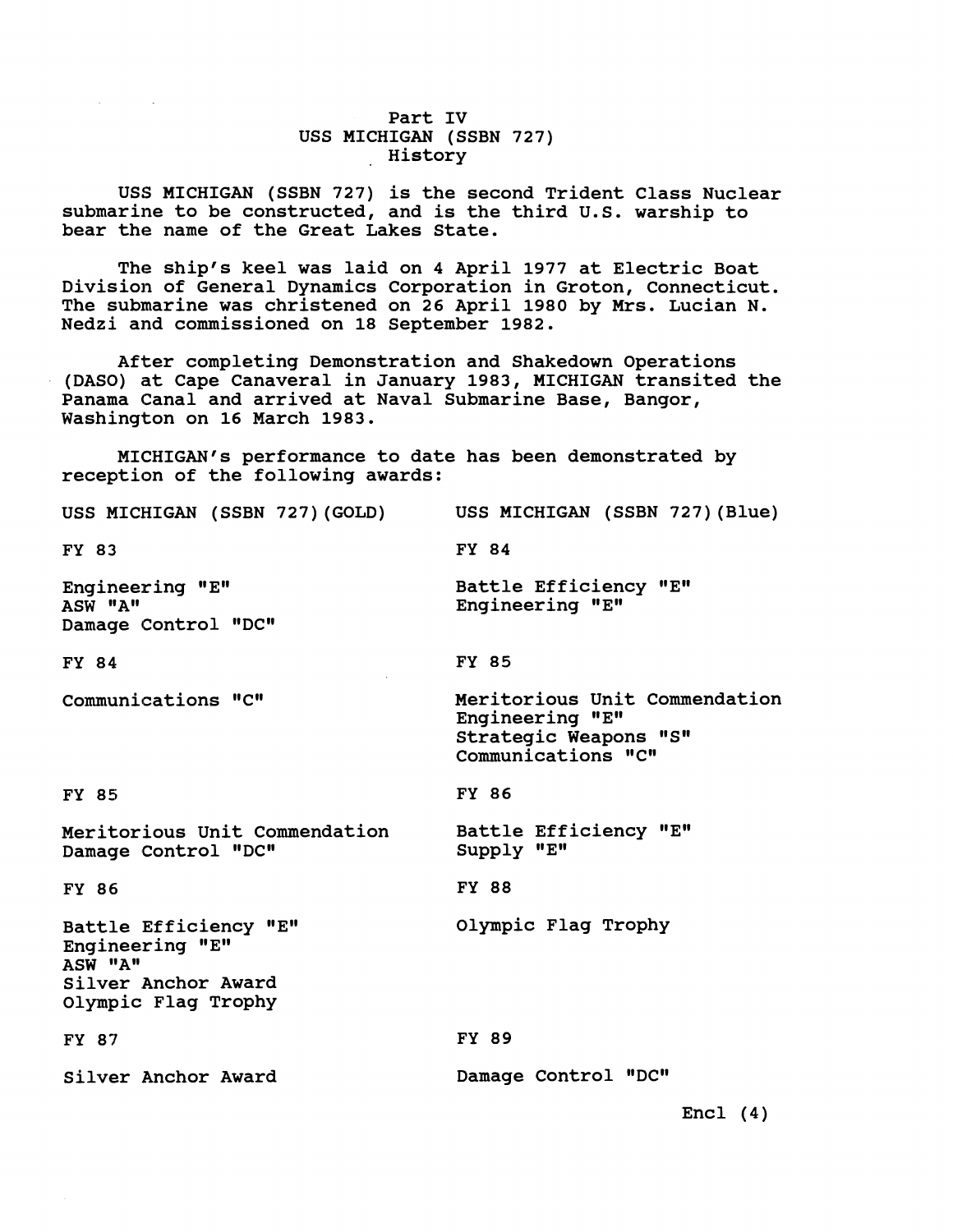# Part IV
## USS MICHIGAN (SSBN 727)
### History

USS MICHIGAN (SSBN 727) is the second Trident Class Nuclear submarine to be constructed, and is the third U.S. warship to bear the name of the Great Lakes State.

The ship's keel was laid on 4 April 1977 at Electric Boat Division of General Dynamics Corporation in Groton, Connecticut. The submarine was christened on 26 April 1980 by Mrs. Lucian N. Nedzi and commissioned on 18 September 1982.

After completing Demonstration and Shakedown Operations (DASO) at Cape Canaveral in January 1983, MICHIGAN transited the Panama Canal and arrived at Naval Submarine Base, Bangor, Washington on 16 March 1983.

MICHIGAN's performance to date has been demonstrated by reception of the following awards:

**USS MICHIGAN (SSBN 727)(GOLD)**

FY 83

- Engineering "E"
- ASW "A"
- Damage Control "DC"

FY 84

- Communications "C"

FY 85

- Meritorious Unit Commendation
- Damage Control "DC"

FY 86

- Battle Efficiency "E"
- Engineering "E"
- ASW "A"
- Silver Anchor Award
- Olympic Flag Trophy

FY 87

- Silver Anchor Award

**USS MICHIGAN (SSBN 727)(Blue)**

FY 84

- Battle Efficiency "E"
- Engineering "E"

FY 85

- Meritorious Unit Commendation
- Engineering "E"
- Strategic Weapons "S"
- Communications "C"

FY 86

- Battle Efficiency "E"
- Supply "E"

FY 88

- Olympic Flag Trophy

FY 89

- Damage Control "DC"

Encl (4)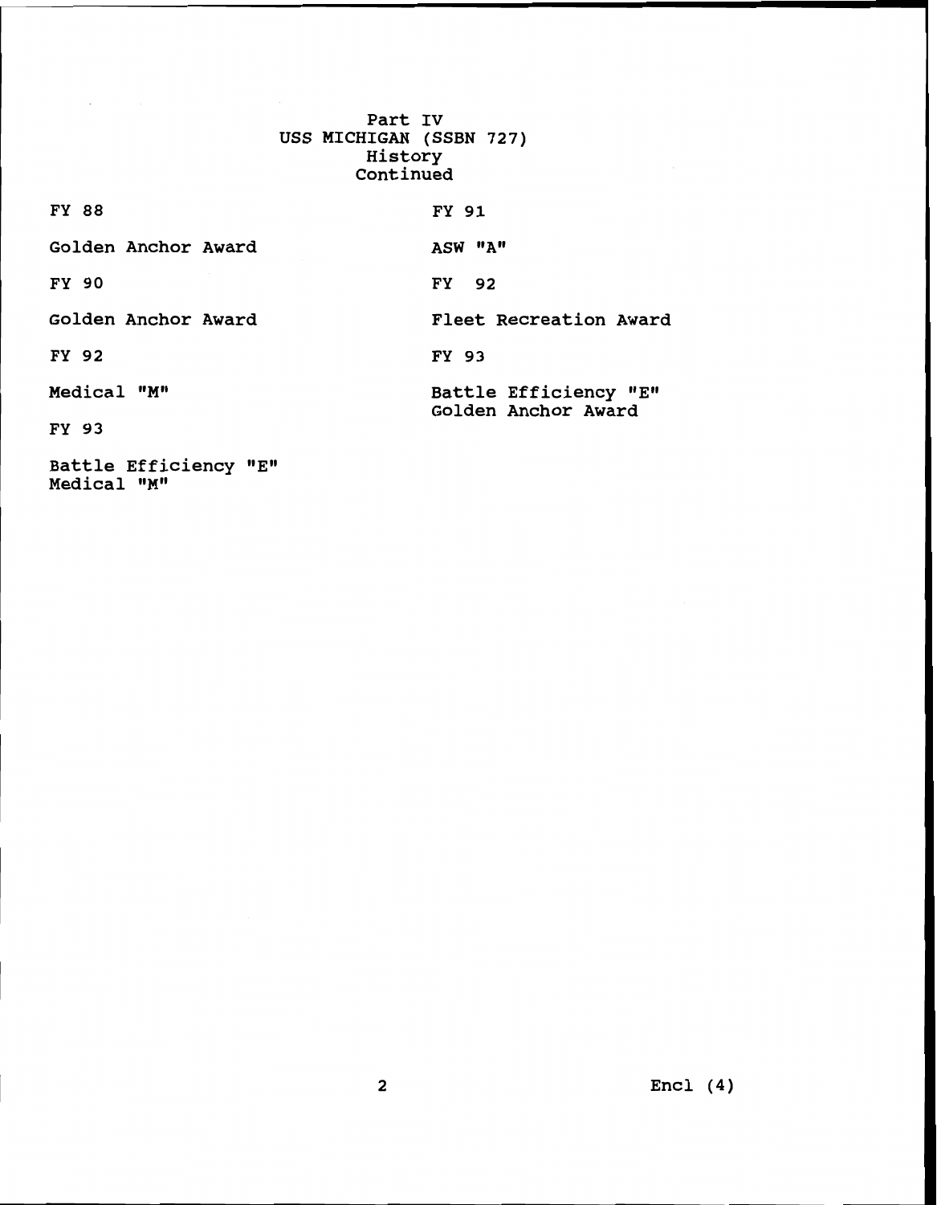Part IV
USS MICHIGAN (SSBN 727)
History
Continued

FY 88

Golden Anchor Award

FY 90

Golden Anchor Award

FY 92

Medical "M"

FY 93

Battle Efficiency "E"
Medical "M"

FY 91

ASW "A"

FY 92

Fleet Recreation Award

FY 93

Battle Efficiency "E"
Golden Anchor Award

Encl (4)